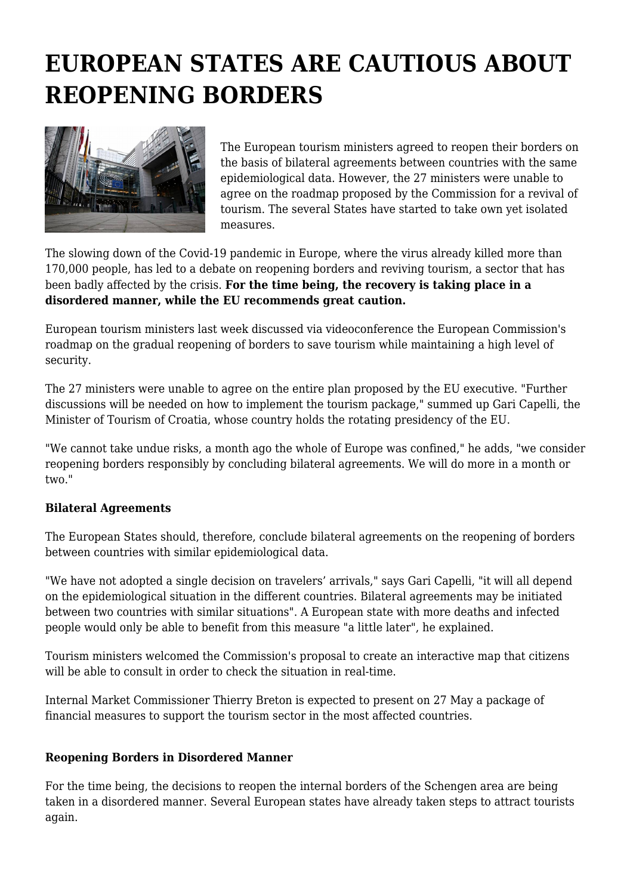# EUROPEAN STATES ARE CAUTIOUS ABOUT REOPENING BORDERS

The European tourism ministers agreed to reopen their borders on the basis of bilateral agreements between countries with the same epidemiological data. However, the 27 ministers were unable to agree on the roadmap proposed by the Commission for a revival of tourism. The several States have started to take own yet isolated measures.

The slowing down of the Covid-19 pandemic in Europe, where the virus already killed more than 170,000 people, has led to a debate on reopening borders and reviving tourism, a sector that has been badly affected by the crisis. **For the time being, the recovery is taking place in a disordered manner, while the EU recommends great caution.**

European tourism ministers last week discussed via videoconference the European Commission's roadmap on the gradual reopening of borders to save tourism while maintaining a high level of security.

The 27 ministers were unable to agree on the entire plan proposed by the EU executive. "Further discussions will be needed on how to implement the tourism package," summed up Gari Capelli, the Minister of Tourism of Croatia, whose country holds the rotating presidency of the EU.

"We cannot take undue risks, a month ago the whole of Europe was confined," he adds, "we consider reopening borders responsibly by concluding bilateral agreements. We will do more in a month or two."

**Bilateral Agreements**

The European States should, therefore, conclude bilateral agreements on the reopening of borders between countries with similar epidemiological data.

"We have not adopted a single decision on travelers' arrivals," says Gari Capelli, "it will all depend on the epidemiological situation in the different countries. Bilateral agreements may be initiated between two countries with similar situations". A European state with more deaths and infected people would only be able to benefit from this measure "a little later", he explained.

Tourism ministers welcomed the Commission's proposal to create an interactive map that citizens will be able to consult in order to check the situation in real-time.

Internal Market Commissioner Thierry Breton is expected to present on 27 May a package of financial measures to support the tourism sector in the most affected countries.

**Reopening Borders in Disordered Manner**

For the time being, the decisions to reopen the internal borders of the Schengen area are being taken in a disordered manner. Several European states have already taken steps to attract tourists again.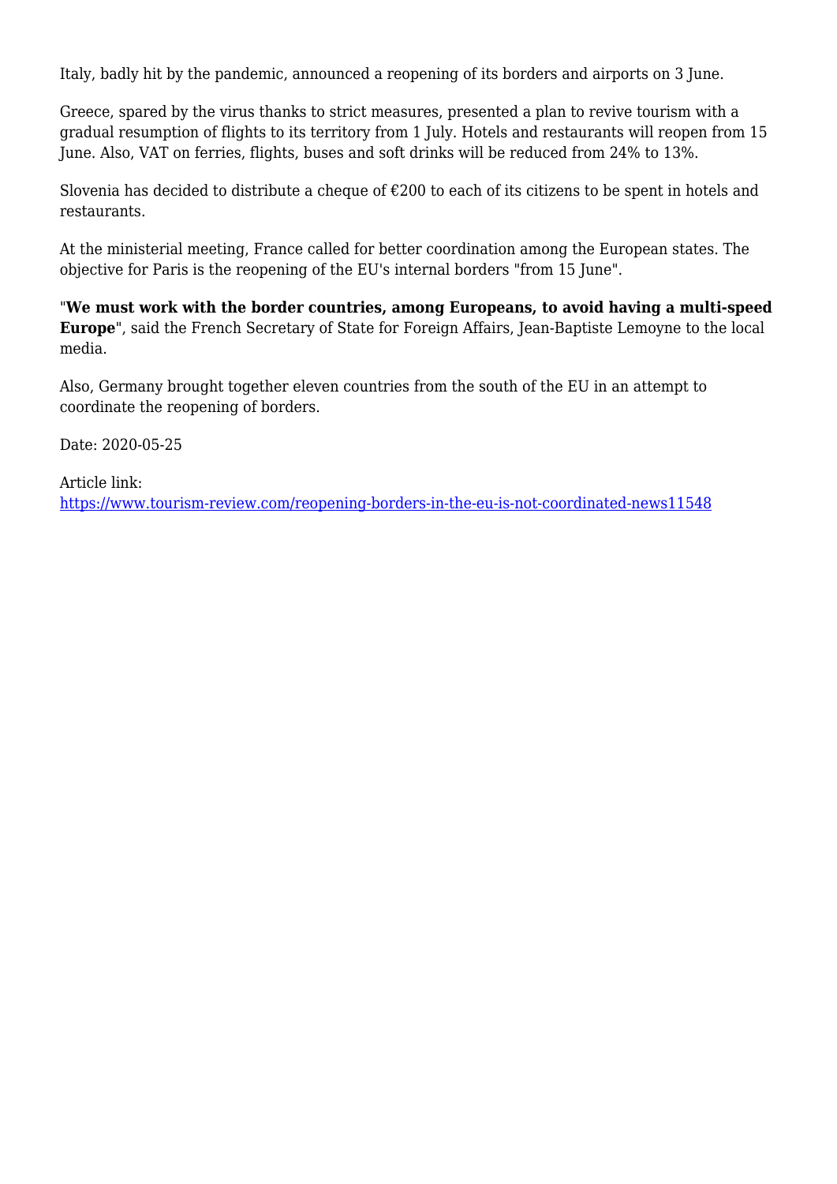Italy, badly hit by the pandemic, announced a reopening of its borders and airports on 3 June.

Greece, spared by the virus thanks to strict measures, presented a plan to revive tourism with a gradual resumption of flights to its territory from 1 July. Hotels and restaurants will reopen from 15 June. Also, VAT on ferries, flights, buses and soft drinks will be reduced from 24% to 13%.

Slovenia has decided to distribute a cheque of €200 to each of its citizens to be spent in hotels and restaurants.

At the ministerial meeting, France called for better coordination among the European states. The objective for Paris is the reopening of the EU's internal borders "from 15 June".

"**We must work with the border countries, among Europeans, to avoid having a multi-speed Europe**", said the French Secretary of State for Foreign Affairs, Jean-Baptiste Lemoyne to the local media.

Also, Germany brought together eleven countries from the south of the EU in an attempt to coordinate the reopening of borders.

Date: 2020-05-25

Article link:
https://www.tourism-review.com/reopening-borders-in-the-eu-is-not-coordinated-news11548